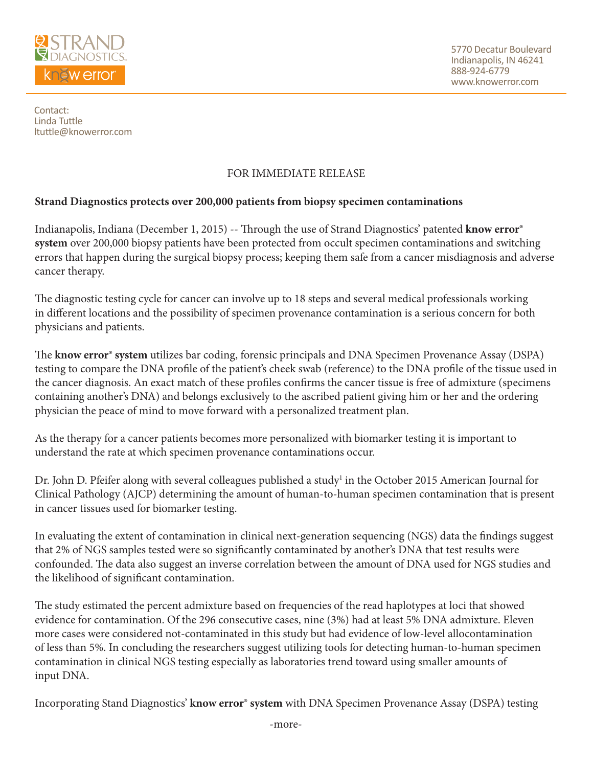STRAND DIAGNOSTICS
know error®

5770 Decatur Boulevard
Indianapolis, IN 46241
888-924-6779
www.knowerror.com

Contact:
Linda Tuttle
ltuttle@knowerror.com

FOR IMMEDIATE RELEASE

**Strand Diagnostics protects over 200,000 patients from biopsy specimen contaminations**

Indianapolis, Indiana (December 1, 2015) -- Through the use of Strand Diagnostics' patented **know error® system** over 200,000 biopsy patients have been protected from occult specimen contaminations and switching errors that happen during the surgical biopsy process; keeping them safe from a cancer misdiagnosis and adverse cancer therapy.

The diagnostic testing cycle for cancer can involve up to 18 steps and several medical professionals working in different locations and the possibility of specimen provenance contamination is a serious concern for both physicians and patients.

The **know error® system** utilizes bar coding, forensic principals and DNA Specimen Provenance Assay (DSPA) testing to compare the DNA profile of the patient's cheek swab (reference) to the DNA profile of the tissue used in the cancer diagnosis. An exact match of these profiles confirms the cancer tissue is free of admixture (specimens containing another's DNA) and belongs exclusively to the ascribed patient giving him or her and the ordering physician the peace of mind to move forward with a personalized treatment plan.

As the therapy for a cancer patients becomes more personalized with biomarker testing it is important to understand the rate at which specimen provenance contaminations occur.

Dr. John D. Pfeifer along with several colleagues published a study[1] in the October 2015 American Journal for Clinical Pathology (AJCP) determining the amount of human-to-human specimen contamination that is present in cancer tissues used for biomarker testing.

In evaluating the extent of contamination in clinical next-generation sequencing (NGS) data the findings suggest that 2% of NGS samples tested were so significantly contaminated by another's DNA that test results were confounded. The data also suggest an inverse correlation between the amount of DNA used for NGS studies and the likelihood of significant contamination.

The study estimated the percent admixture based on frequencies of the read haplotypes at loci that showed evidence for contamination. Of the 296 consecutive cases, nine (3%) had at least 5% DNA admixture. Eleven more cases were considered not-contaminated in this study but had evidence of low-level allocontamination of less than 5%. In concluding the researchers suggest utilizing tools for detecting human-to-human specimen contamination in clinical NGS testing especially as laboratories trend toward using smaller amounts of input DNA.

Incorporating Stand Diagnostics' **know error® system** with DNA Specimen Provenance Assay (DSPA) testing

-more-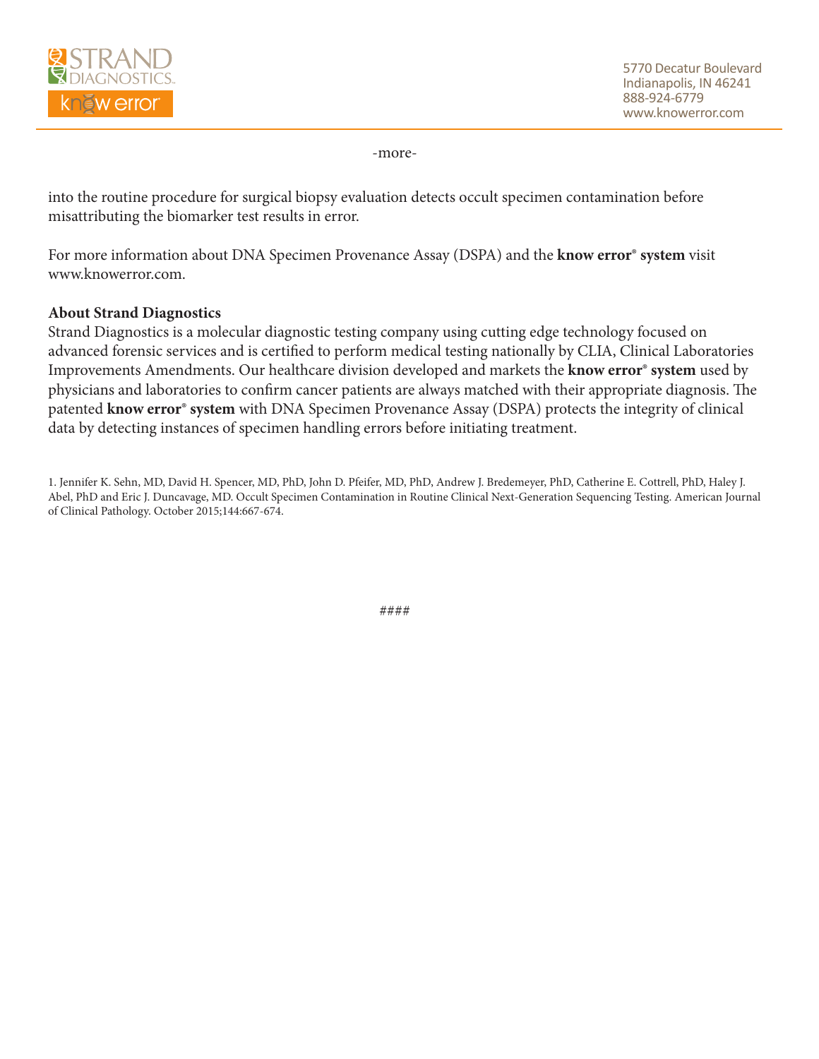-more-

into the routine procedure for surgical biopsy evaluation detects occult specimen contamination before misattributing the biomarker test results in error.

For more information about DNA Specimen Provenance Assay (DSPA) and the **know error® system** visit www.knowerror.com.

**About Strand Diagnostics**

Strand Diagnostics is a molecular diagnostic testing company using cutting edge technology focused on advanced forensic services and is certified to perform medical testing nationally by CLIA, Clinical Laboratories Improvements Amendments. Our healthcare division developed and markets the **know error® system** used by physicians and laboratories to confirm cancer patients are always matched with their appropriate diagnosis. The patented **know error® system** with DNA Specimen Provenance Assay (DSPA) protects the integrity of clinical data by detecting instances of specimen handling errors before initiating treatment.

1. Jennifer K. Sehn, MD, David H. Spencer, MD, PhD, John D. Pfeifer, MD, PhD, Andrew J. Bredemeyer, PhD, Catherine E. Cottrell, PhD, Haley J. Abel, PhD and Eric J. Duncavage, MD. Occult Specimen Contamination in Routine Clinical Next-Generation Sequencing Testing. American Journal of Clinical Pathology. October 2015;144:667-674.

####